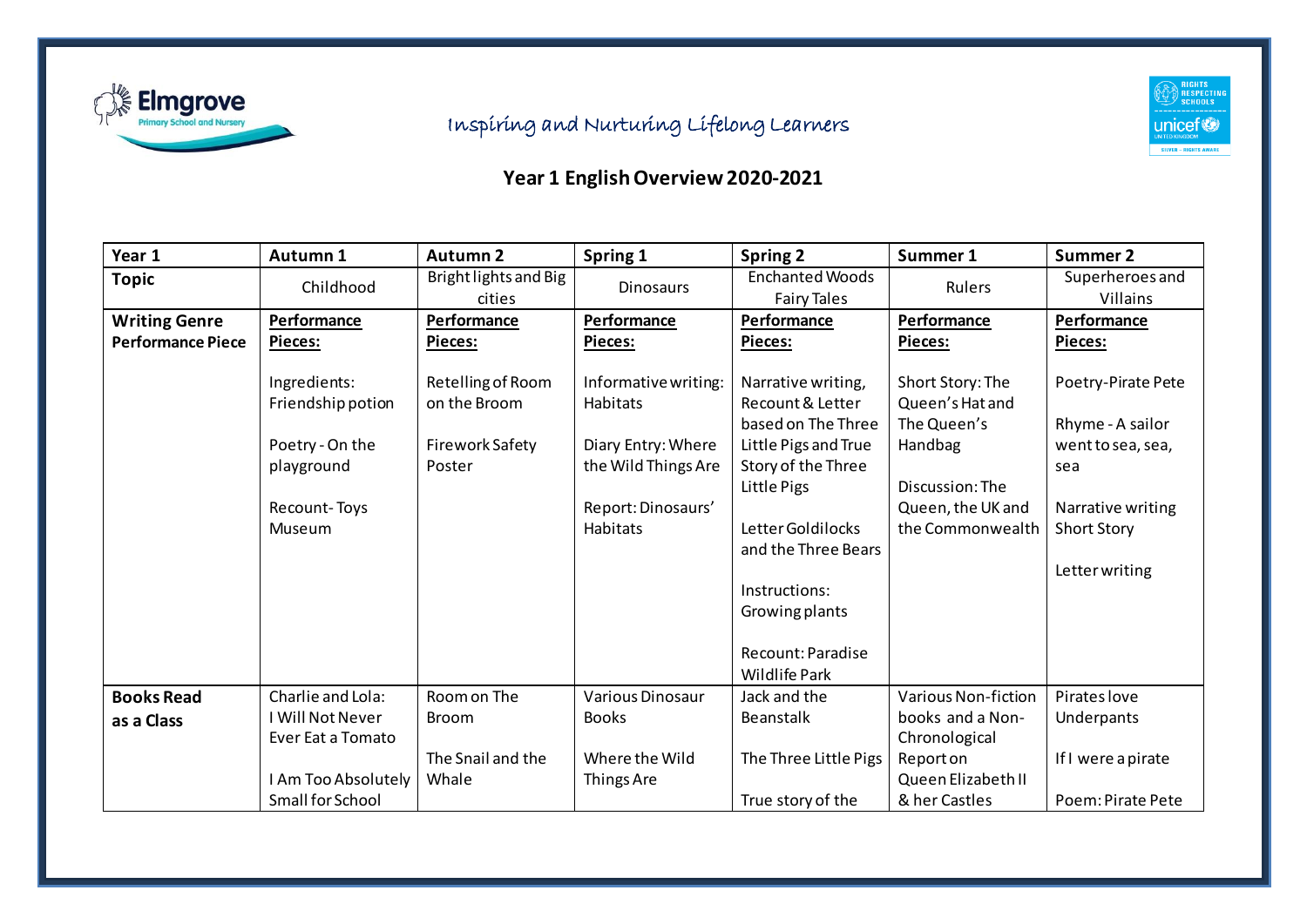Inspiring and Nurturing Lifelong Learners

## Year 1 English Overview 2020-2021

| Year 1 | Autumn 1 | Autumn 2 | Spring 1 | Spring 2 | Summer 1 | Summer 2 |
|---|---|---|---|---|---|---|
| **Topic** | Childhood | Bright lights and Big cities | Dinosaurs | Enchanted Woods Fairy Tales | Rulers | Superheroes and Villains |
| **Writing Genre Performance Piece** | **Performance Pieces:**<br><br>Ingredients: Friendship potion<br><br>Poetry - On the playground<br><br>Recount- Toys Museum | **Performance Pieces:**<br><br>Retelling of Room on the Broom<br><br>Firework Safety Poster | **Performance Pieces:**<br><br>Informative writing: Habitats<br><br>Diary Entry: Where the Wild Things Are<br><br>Report: Dinosaurs' Habitats | **Performance Pieces:**<br><br>Narrative writing, Recount & Letter based on The Three Little Pigs and True Story of the Three Little Pigs<br><br>Letter Goldilocks and the Three Bears<br><br>Instructions: Growing plants<br><br>Recount: Paradise Wildlife Park | **Performance Pieces:**<br><br>Short Story: The Queen's Hat and The Queen's Handbag<br><br>Discussion: The Queen, the UK and the Commonwealth | **Performance Pieces:**<br><br>Poetry-Pirate Pete<br><br>Rhyme - A sailor went to sea, sea, sea<br><br>Narrative writing Short Story<br><br>Letter writing |
| **Books Read as a Class** | Charlie and Lola: I Will Not Never Ever Eat a Tomato<br><br>I Am Too Absolutely Small for School | Room on The Broom<br><br>The Snail and the Whale | Various Dinosaur Books<br><br>Where the Wild Things Are | Jack and the Beanstalk<br><br>The Three Little Pigs<br><br>True story of the | Various Non-fiction books and a Non-Chronological Report on Queen Elizabeth II & her Castles | Pirates love Underpants<br><br>If I were a pirate<br><br>Poem: Pirate Pete |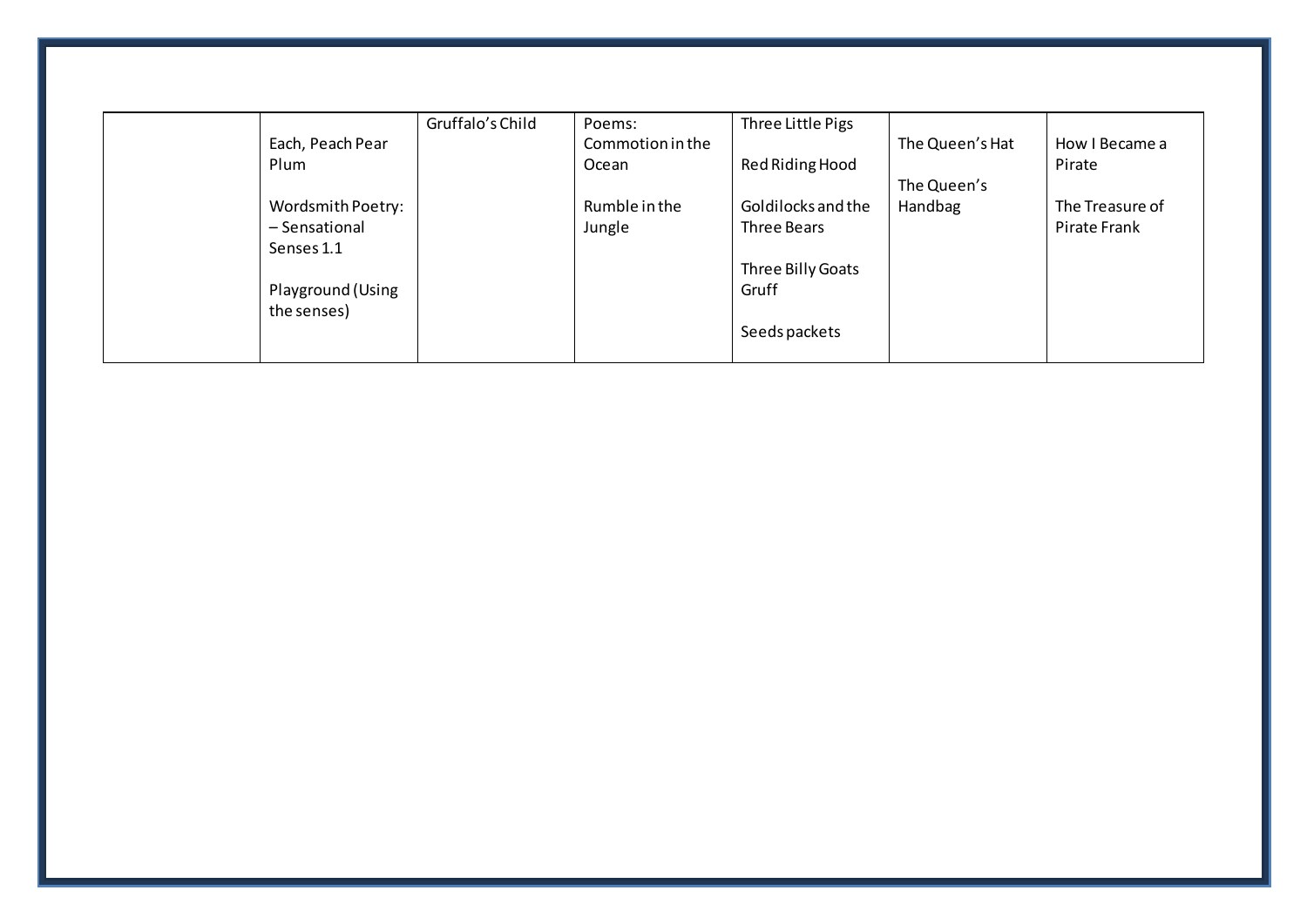| | | | | | | |
|---|---|---|---|---|---|---|
| | Each, Peach Pear Plum<br><br>Wordsmith Poetry: – Sensational Senses 1.1<br><br>Playground (Using the senses) | Gruffalo's Child | Poems: Commotion in the Ocean<br><br>Rumble in the Jungle | Three Little Pigs<br><br>Red Riding Hood<br><br>Goldilocks and the Three Bears<br><br>Three Billy Goats Gruff<br><br>Seeds packets | The Queen's Hat<br><br>The Queen's Handbag | How I Became a Pirate<br><br>The Treasure of Pirate Frank |